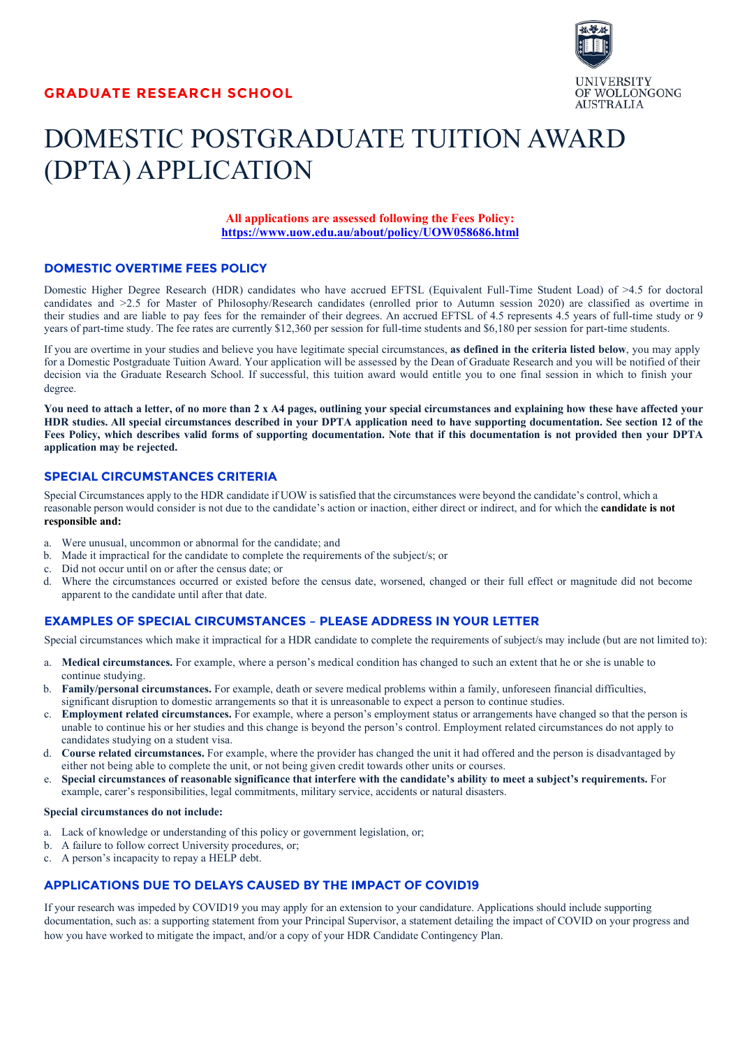GRADUATE RESEARCH SCHOOL

UNIVERSITY OF WOLLONGONG AUSTRALIA

# DOMESTIC POSTGRADUATE TUITION AWARD (DPTA) APPLICATION

**All applications are assessed following the Fees Policy: https://www.uow.edu.au/about/policy/UOW058686.html**

## DOMESTIC OVERTIME FEES POLICY

Domestic Higher Degree Research (HDR) candidates who have accrued EFTSL (Equivalent Full-Time Student Load) of >4.5 for doctoral candidates and >2.5 for Master of Philosophy/Research candidates (enrolled prior to Autumn session 2020) are classified as overtime in their studies and are liable to pay fees for the remainder of their degrees. An accrued EFTSL of 4.5 represents 4.5 years of full-time study or 9 years of part-time study. The fee rates are currently $12,360 per session for full-time students and $6,180 per session for part-time students.

If you are overtime in your studies and believe you have legitimate special circumstances, **as defined in the criteria listed below**, you may apply for a Domestic Postgraduate Tuition Award. Your application will be assessed by the Dean of Graduate Research and you will be notified of their decision via the Graduate Research School. If successful, this tuition award would entitle you to one final session in which to finish your degree.

**You need to attach a letter, of no more than 2 x A4 pages, outlining your special circumstances and explaining how these have affected your HDR studies. All special circumstances described in your DPTA application need to have supporting documentation. See section 12 of the Fees Policy, which describes valid forms of supporting documentation. Note that if this documentation is not provided then your DPTA application may be rejected.**

## SPECIAL CIRCUMSTANCES CRITERIA

Special Circumstances apply to the HDR candidate if UOW is satisfied that the circumstances were beyond the candidate's control, which a reasonable person would consider is not due to the candidate's action or inaction, either direct or indirect, and for which the **candidate is not responsible and:**

a. Were unusual, uncommon or abnormal for the candidate; and
b. Made it impractical for the candidate to complete the requirements of the subject/s; or
c. Did not occur until on or after the census date; or
d. Where the circumstances occurred or existed before the census date, worsened, changed or their full effect or magnitude did not become apparent to the candidate until after that date.

## EXAMPLES OF SPECIAL CIRCUMSTANCES – PLEASE ADDRESS IN YOUR LETTER

Special circumstances which make it impractical for a HDR candidate to complete the requirements of subject/s may include (but are not limited to):

a. **Medical circumstances.** For example, where a person's medical condition has changed to such an extent that he or she is unable to continue studying.
b. **Family/personal circumstances.** For example, death or severe medical problems within a family, unforeseen financial difficulties, significant disruption to domestic arrangements so that it is unreasonable to expect a person to continue studies.
c. **Employment related circumstances.** For example, where a person's employment status or arrangements have changed so that the person is unable to continue his or her studies and this change is beyond the person's control. Employment related circumstances do not apply to candidates studying on a student visa.
d. **Course related circumstances.** For example, where the provider has changed the unit it had offered and the person is disadvantaged by either not being able to complete the unit, or not being given credit towards other units or courses.
e. **Special circumstances of reasonable significance that interfere with the candidate's ability to meet a subject's requirements.** For example, carer's responsibilities, legal commitments, military service, accidents or natural disasters.

**Special circumstances do not include:**

a. Lack of knowledge or understanding of this policy or government legislation, or;
b. A failure to follow correct University procedures, or;
c. A person's incapacity to repay a HELP debt.

## APPLICATIONS DUE TO DELAYS CAUSED BY THE IMPACT OF COVID19

If your research was impeded by COVID19 you may apply for an extension to your candidature. Applications should include supporting documentation, such as: a supporting statement from your Principal Supervisor, a statement detailing the impact of COVID on your progress and how you have worked to mitigate the impact, and/or a copy of your HDR Candidate Contingency Plan.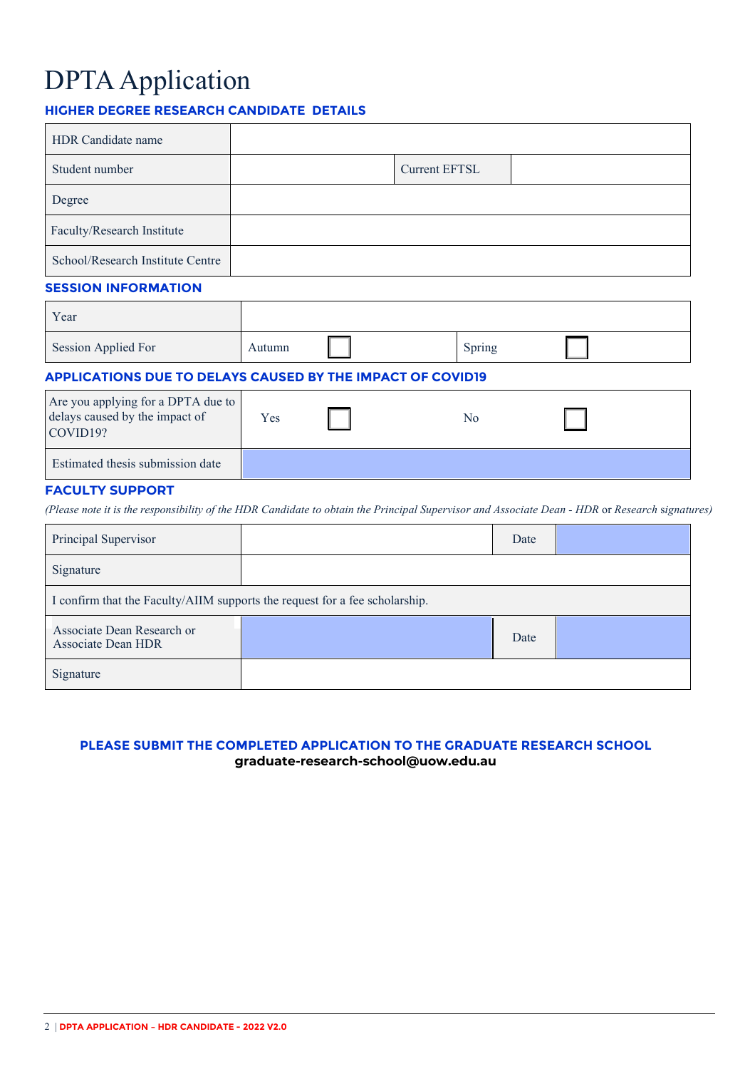# DPTA Application

### HIGHER DEGREE RESEARCH CANDIDATE DETAILS

| | | | |
|---|---|---|---|
| HDR Candidate name | | | |
| Student number | | Current EFTSL | |
| Degree | | | |
| Faculty/Research Institute | | | |
| School/Research Institute Centre | | | |

### SESSION INFORMATION

| | | | | |
|---|---|---|---|---|
| Year | | | | |
| Session Applied For | Autumn | ☐ | Spring | ☐ |

### APPLICATIONS DUE TO DELAYS CAUSED BY THE IMPACT OF COVID19

| | | | | |
|---|---|---|---|---|
| Are you applying for a DPTA due to delays caused by the impact of COVID19? | Yes | ☐ | No | ☐ |
| Estimated thesis submission date | | | | |

### FACULTY SUPPORT

*(Please note it is the responsibility of the HDR Candidate to obtain the Principal Supervisor and Associate Dean - HDR* or *Research signatures)*

| | | | |
|---|---|---|---|
| Principal Supervisor | | Date | |
| Signature | | | |
| I confirm that the Faculty/AIIM supports the request for a fee scholarship. | | | |
| Associate Dean Research or Associate Dean HDR | | Date | |
| Signature | | | |

**PLEASE SUBMIT THE COMPLETED APPLICATION TO THE GRADUATE RESEARCH SCHOOL**
**graduate-research-school@uow.edu.au**